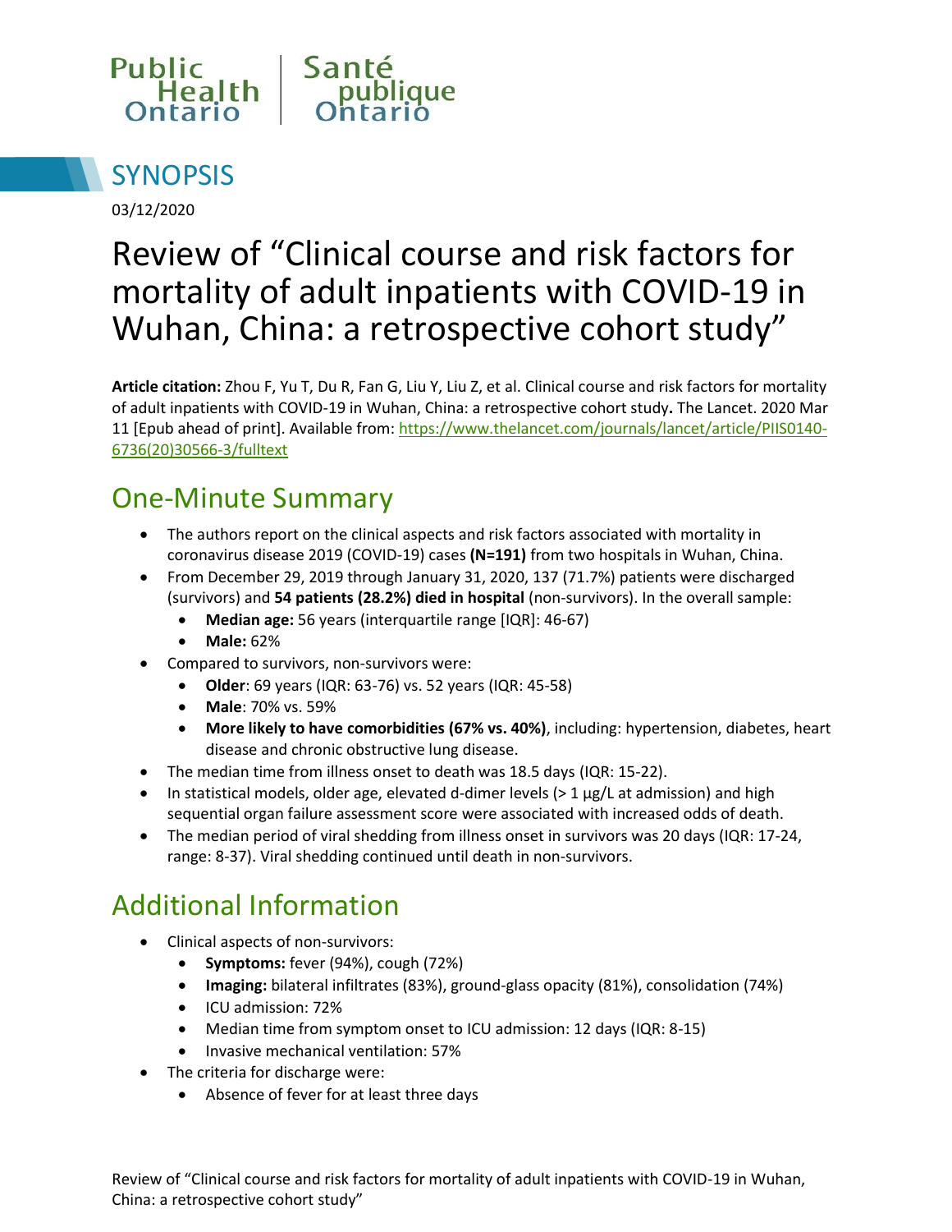Public Health Ontario | Santé publique Ontario

## SYNOPSIS

03/12/2020

# Review of "Clinical course and risk factors for mortality of adult inpatients with COVID-19 in Wuhan, China: a retrospective cohort study"

**Article citation:** Zhou F, Yu T, Du R, Fan G, Liu Y, Liu Z, et al. Clinical course and risk factors for mortality of adult inpatients with COVID-19 in Wuhan, China: a retrospective cohort study**.** The Lancet. 2020 Mar 11 [Epub ahead of print]. Available from: https://www.thelancet.com/journals/lancet/article/PIIS0140-6736(20)30566-3/fulltext

## One-Minute Summary

- The authors report on the clinical aspects and risk factors associated with mortality in coronavirus disease 2019 (COVID-19) cases **(N=191)** from two hospitals in Wuhan, China.
- From December 29, 2019 through January 31, 2020, 137 (71.7%) patients were discharged (survivors) and **54 patients (28.2%) died in hospital** (non-survivors). In the overall sample:
  - **Median age:** 56 years (interquartile range [IQR]: 46-67)
  - **Male:** 62%
- Compared to survivors, non-survivors were:
  - **Older**: 69 years (IQR: 63-76) vs. 52 years (IQR: 45-58)
  - **Male**: 70% vs. 59%
  - **More likely to have comorbidities (67% vs. 40%)**, including: hypertension, diabetes, heart disease and chronic obstructive lung disease.
- The median time from illness onset to death was 18.5 days (IQR: 15-22).
- In statistical models, older age, elevated d-dimer levels (> 1 µg/L at admission) and high sequential organ failure assessment score were associated with increased odds of death.
- The median period of viral shedding from illness onset in survivors was 20 days (IQR: 17-24, range: 8-37). Viral shedding continued until death in non-survivors.

## Additional Information

- Clinical aspects of non-survivors:
  - **Symptoms:** fever (94%), cough (72%)
  - **Imaging:** bilateral infiltrates (83%), ground-glass opacity (81%), consolidation (74%)
  - ICU admission: 72%
  - Median time from symptom onset to ICU admission: 12 days (IQR: 8-15)
  - Invasive mechanical ventilation: 57%
- The criteria for discharge were:
  - Absence of fever for at least three days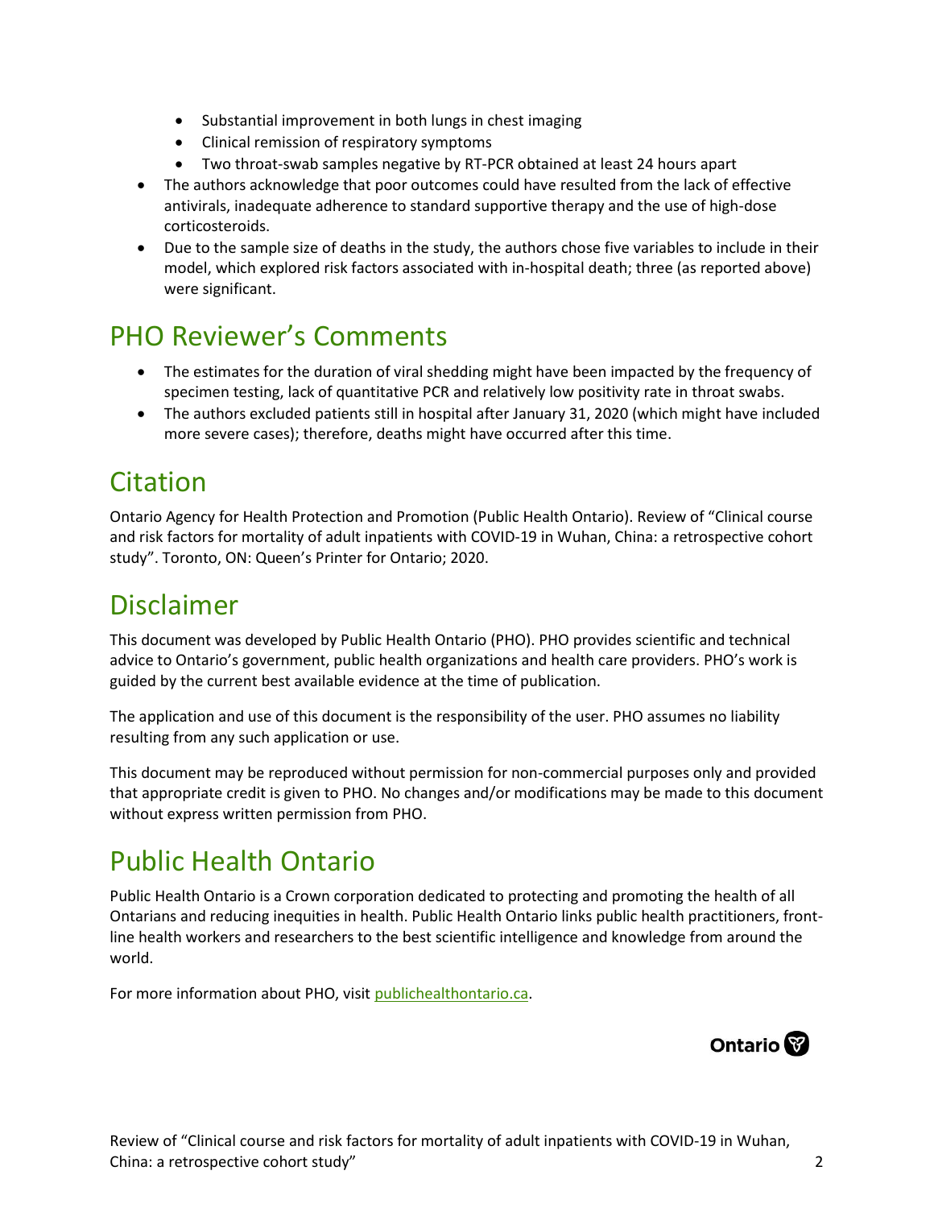- Substantial improvement in both lungs in chest imaging
  - Clinical remission of respiratory symptoms
  - Two throat-swab samples negative by RT-PCR obtained at least 24 hours apart
- The authors acknowledge that poor outcomes could have resulted from the lack of effective antivirals, inadequate adherence to standard supportive therapy and the use of high-dose corticosteroids.
- Due to the sample size of deaths in the study, the authors chose five variables to include in their model, which explored risk factors associated with in-hospital death; three (as reported above) were significant.

## PHO Reviewer's Comments

- The estimates for the duration of viral shedding might have been impacted by the frequency of specimen testing, lack of quantitative PCR and relatively low positivity rate in throat swabs.
- The authors excluded patients still in hospital after January 31, 2020 (which might have included more severe cases); therefore, deaths might have occurred after this time.

## Citation

Ontario Agency for Health Protection and Promotion (Public Health Ontario). Review of "Clinical course and risk factors for mortality of adult inpatients with COVID-19 in Wuhan, China: a retrospective cohort study". Toronto, ON: Queen's Printer for Ontario; 2020.

## Disclaimer

This document was developed by Public Health Ontario (PHO). PHO provides scientific and technical advice to Ontario's government, public health organizations and health care providers. PHO's work is guided by the current best available evidence at the time of publication.

The application and use of this document is the responsibility of the user. PHO assumes no liability resulting from any such application or use.

This document may be reproduced without permission for non-commercial purposes only and provided that appropriate credit is given to PHO. No changes and/or modifications may be made to this document without express written permission from PHO.

## Public Health Ontario

Public Health Ontario is a Crown corporation dedicated to protecting and promoting the health of all Ontarians and reducing inequities in health. Public Health Ontario links public health practitioners, front-line health workers and researchers to the best scientific intelligence and knowledge from around the world.

For more information about PHO, visit [publichealthontario.ca](publichealthontario.ca).

Ontario